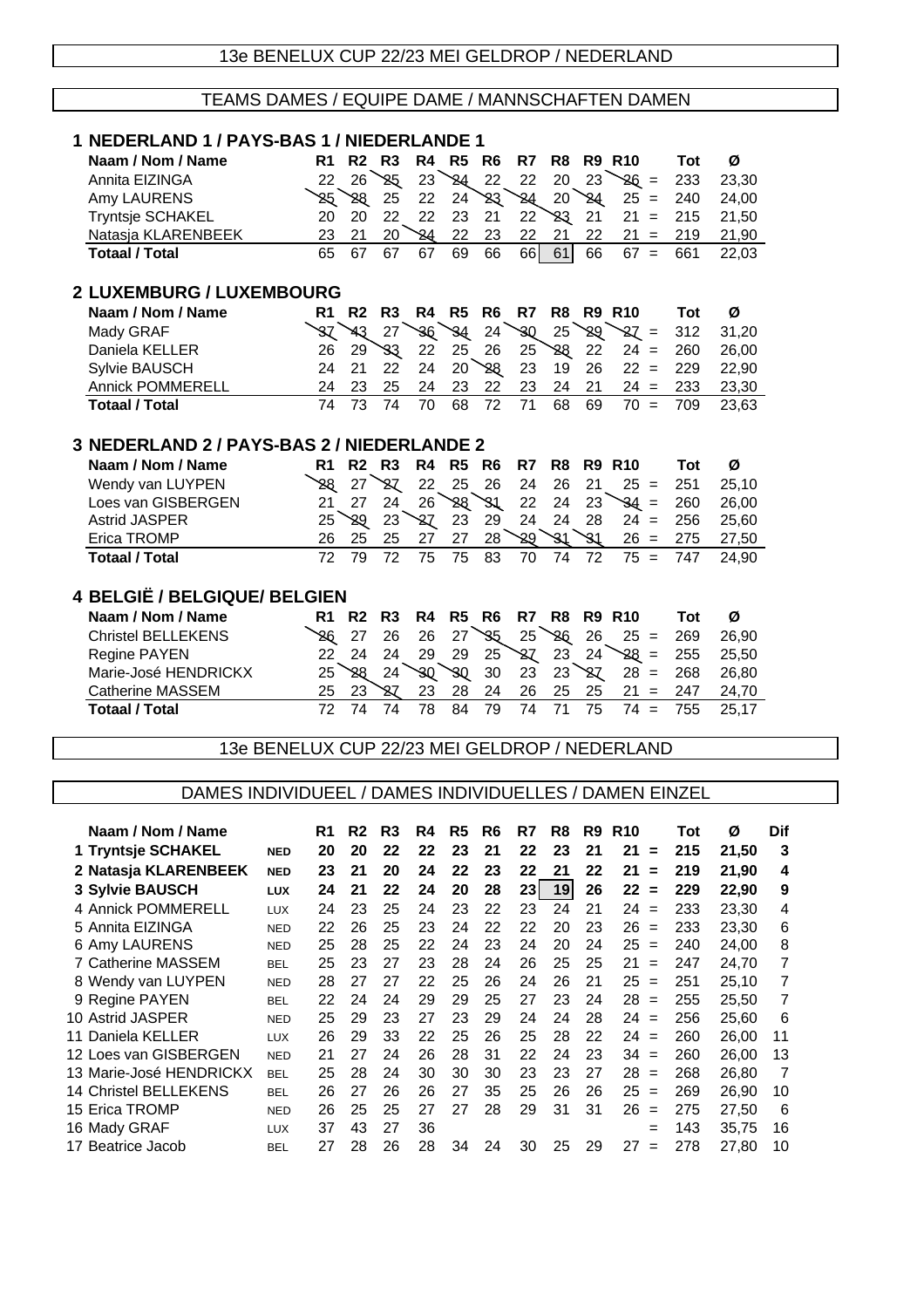## 13e BENELUX CUP 22/23 MEI GELDROP / NEDERLAND

## TEAMS DAMES / EQUIPE DAME / MANNSCHAFTEN DAMEN

### 1 NEDERLAND 1 / PAYS-BAS 1 / NIEDERLANDE 1

| Naam / Nom / Name | R1 | R2 | R3 | R4 | R5 | R6 | R7 | R8 | R9 | R10 | | Tot | Ø |
|---|---|---|---|---|---|---|---|---|---|---|---|---|---|
| Annita EIZINGA | 22 | 26 | 25 | 23 | 24 | 22 | 22 | 20 | 23 | 26 | = | 233 | 23,30 |
| Amy LAURENS | 25 | 28 | 25 | 22 | 24 | 23 | 24 | 20 | 24 | 25 | = | 240 | 24,00 |
| Tryntsje SCHAKEL | 20 | 20 | 22 | 22 | 23 | 21 | 22 | 23 | 21 | 21 | = | 215 | 21,50 |
| Natasja KLARENBEEK | 23 | 21 | 20 | 24 | 22 | 23 | 22 | 21 | 22 | 21 | = | 219 | 21,90 |
| **Totaal / Total** | 65 | 67 | 67 | 67 | 69 | 66 | 66 | 61 | 66 | 67 | = | 661 | 22,03 |

### 2 LUXEMBURG / LUXEMBOURG

| Naam / Nom / Name | R1 | R2 | R3 | R4 | R5 | R6 | R7 | R8 | R9 | R10 | | Tot | Ø |
|---|---|---|---|---|---|---|---|---|---|---|---|---|---|
| Mady GRAF | 37 | 43 | 27 | 36 | 34 | 24 | 30 | 25 | 29 | 27 | = | 312 | 31,20 |
| Daniela KELLER | 26 | 29 | 33 | 22 | 25 | 26 | 25 | 28 | 22 | 24 | = | 260 | 26,00 |
| Sylvie BAUSCH | 24 | 21 | 22 | 24 | 20 | 28 | 23 | 19 | 26 | 22 | = | 229 | 22,90 |
| Annick POMMERELL | 24 | 23 | 25 | 24 | 23 | 22 | 23 | 24 | 21 | 24 | = | 233 | 23,30 |
| **Totaal / Total** | 74 | 73 | 74 | 70 | 68 | 72 | 71 | 68 | 69 | 70 | = | 709 | 23,63 |

### 3 NEDERLAND 2 / PAYS-BAS 2 / NIEDERLANDE 2

| Naam / Nom / Name | R1 | R2 | R3 | R4 | R5 | R6 | R7 | R8 | R9 | R10 | | Tot | Ø |
|---|---|---|---|---|---|---|---|---|---|---|---|---|---|
| Wendy van LUYPEN | 28 | 27 | 27 | 22 | 25 | 26 | 24 | 26 | 21 | 25 | = | 251 | 25,10 |
| Loes van GISBERGEN | 21 | 27 | 24 | 26 | 28 | 31 | 22 | 24 | 23 | 34 | = | 260 | 26,00 |
| Astrid JASPER | 25 | 29 | 23 | 27 | 23 | 29 | 24 | 24 | 28 | 24 | = | 256 | 25,60 |
| Erica TROMP | 26 | 25 | 25 | 27 | 27 | 28 | 29 | 31 | 31 | 26 | = | 275 | 27,50 |
| **Totaal / Total** | 72 | 79 | 72 | 75 | 75 | 83 | 70 | 74 | 72 | 75 | = | 747 | 24,90 |

### 4 BELGIË / BELGIQUE/ BELGIEN

| Naam / Nom / Name | R1 | R2 | R3 | R4 | R5 | R6 | R7 | R8 | R9 | R10 | | Tot | Ø |
|---|---|---|---|---|---|---|---|---|---|---|---|---|---|
| Christel BELLEKENS | 26 | 27 | 26 | 26 | 27 | 35 | 25 | 26 | 26 | 25 | = | 269 | 26,90 |
| Regine PAYEN | 22 | 24 | 24 | 29 | 29 | 25 | 27 | 23 | 24 | 28 | = | 255 | 25,50 |
| Marie-José HENDRICKX | 25 | 28 | 24 | 30 | 30 | 30 | 23 | 23 | 27 | 28 | = | 268 | 26,80 |
| Catherine MASSEM | 25 | 23 | 27 | 23 | 28 | 24 | 26 | 25 | 25 | 21 | = | 247 | 24,70 |
| **Totaal / Total** | 72 | 74 | 74 | 78 | 84 | 79 | 74 | 71 | 75 | 74 | = | 755 | 25,17 |

## 13e BENELUX CUP 22/23 MEI GELDROP / NEDERLAND

## DAMES INDIVIDUEEL / DAMES INDIVIDUELLES / DAMEN EINZEL

| Naam / Nom / Name | | R1 | R2 | R3 | R4 | R5 | R6 | R7 | R8 | R9 | R10 | | Tot | Ø | Dif |
|---|---|---|---|---|---|---|---|---|---|---|---|---|---|---|---|
| **1 Tryntsje SCHAKEL** | **NED** | **20** | **20** | **22** | **22** | **23** | **21** | **22** | **23** | **21** | **21** | **=** | **215** | **21,50** | **3** |
| **2 Natasja KLARENBEEK** | **NED** | **23** | **21** | **20** | **24** | **22** | **23** | **22** | **21** | **22** | **21** | **=** | **219** | **21,90** | **4** |
| **3 Sylvie BAUSCH** | **LUX** | **24** | **21** | **22** | **24** | **20** | **28** | **23** | **19** | **26** | **22** | **=** | **229** | **22,90** | **9** |
| 4 Annick POMMERELL | LUX | 24 | 23 | 25 | 24 | 23 | 22 | 23 | 24 | 21 | 24 | = | 233 | 23,30 | 4 |
| 5 Annita EIZINGA | NED | 22 | 26 | 25 | 23 | 24 | 22 | 22 | 20 | 23 | 26 | = | 233 | 23,30 | 6 |
| 6 Amy LAURENS | NED | 25 | 28 | 25 | 22 | 24 | 23 | 24 | 20 | 24 | 25 | = | 240 | 24,00 | 8 |
| 7 Catherine MASSEM | BEL | 25 | 23 | 27 | 23 | 28 | 24 | 26 | 25 | 25 | 21 | = | 247 | 24,70 | 7 |
| 8 Wendy van LUYPEN | NED | 28 | 27 | 27 | 22 | 25 | 26 | 24 | 26 | 21 | 25 | = | 251 | 25,10 | 7 |
| 9 Regine PAYEN | BEL | 22 | 24 | 24 | 29 | 29 | 25 | 27 | 23 | 24 | 28 | = | 255 | 25,50 | 7 |
| 10 Astrid JASPER | NED | 25 | 29 | 23 | 27 | 23 | 29 | 24 | 24 | 28 | 24 | = | 256 | 25,60 | 6 |
| 11 Daniela KELLER | LUX | 26 | 29 | 33 | 22 | 25 | 26 | 25 | 28 | 22 | 24 | = | 260 | 26,00 | 11 |
| 12 Loes van GISBERGEN | NED | 21 | 27 | 24 | 26 | 28 | 31 | 22 | 24 | 23 | 34 | = | 260 | 26,00 | 13 |
| 13 Marie-José HENDRICKX | BEL | 25 | 28 | 24 | 30 | 30 | 30 | 23 | 23 | 27 | 28 | = | 268 | 26,80 | 7 |
| 14 Christel BELLEKENS | BEL | 26 | 27 | 26 | 26 | 27 | 35 | 25 | 26 | 26 | 25 | = | 269 | 26,90 | 10 |
| 15 Erica TROMP | NED | 26 | 25 | 25 | 27 | 27 | 28 | 29 | 31 | 31 | 26 | = | 275 | 27,50 | 6 |
| 16 Mady GRAF | LUX | 37 | 43 | 27 | 36 | | | | | | | = | 143 | 35,75 | 16 |
| 17 Beatrice Jacob | BEL | 27 | 28 | 26 | 28 | 34 | 24 | 30 | 25 | 29 | 27 | = | 278 | 27,80 | 10 |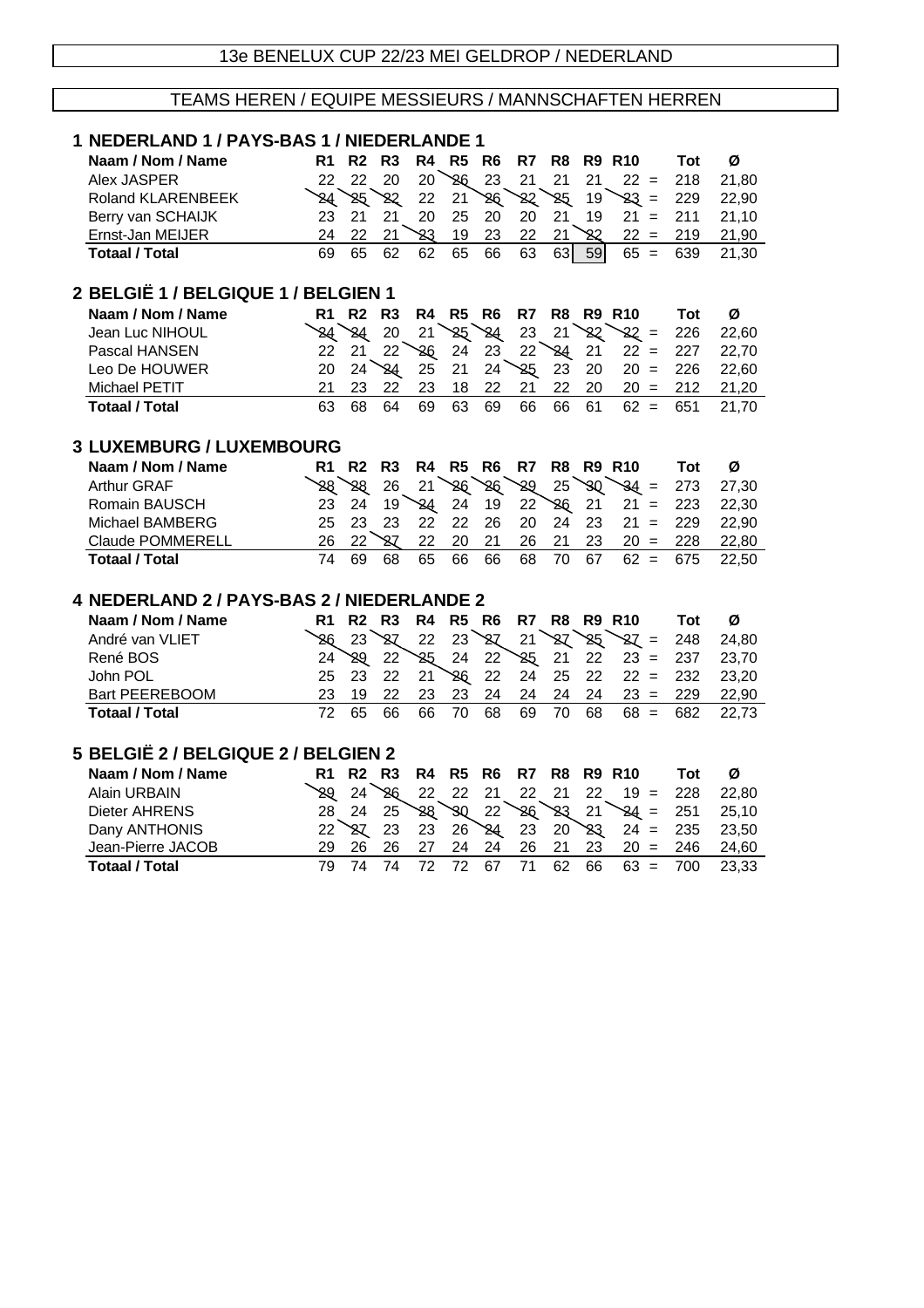13e BENELUX CUP 22/23 MEI GELDROP / NEDERLAND

TEAMS HEREN / EQUIPE MESSIEURS / MANNSCHAFTEN HERREN

## 1 NEDERLAND 1 / PAYS-BAS 1 / NIEDERLANDE 1

| Naam / Nom / Name | R1 | R2 | R3 | R4 | R5 | R6 | R7 | R8 | R9 | R10 | | Tot | Ø |
|---|---|---|---|---|---|---|---|---|---|---|---|---|---|
| Alex JASPER | 22 | 22 | 20 | 20 | 26 | 23 | 21 | 21 | 21 | 22 | = | 218 | 21,80 |
| Roland KLARENBEEK | 24 | 25 | 22 | 22 | 21 | 26 | 22 | 25 | 19 | 23 | = | 229 | 22,90 |
| Berry van SCHAIJK | 23 | 21 | 21 | 20 | 25 | 20 | 20 | 21 | 19 | 21 | = | 211 | 21,10 |
| Ernst-Jan MEIJER | 24 | 22 | 21 | 23 | 19 | 23 | 22 | 21 | 22 | 22 | = | 219 | 21,90 |
| **Totaal / Total** | 69 | 65 | 62 | 62 | 65 | 66 | 63 | 63 | 59 | 65 | = | 639 | 21,30 |

## 2 BELGIË 1 / BELGIQUE 1 / BELGIEN 1

| Naam / Nom / Name | R1 | R2 | R3 | R4 | R5 | R6 | R7 | R8 | R9 | R10 | | Tot | Ø |
|---|---|---|---|---|---|---|---|---|---|---|---|---|---|
| Jean Luc NIHOUL | 24 | 24 | 20 | 21 | 25 | 24 | 23 | 21 | 22 | 22 | = | 226 | 22,60 |
| Pascal HANSEN | 22 | 21 | 22 | 26 | 24 | 23 | 22 | 24 | 21 | 22 | = | 227 | 22,70 |
| Leo De HOUWER | 20 | 24 | 24 | 25 | 21 | 24 | 25 | 23 | 20 | 20 | = | 226 | 22,60 |
| Michael PETIT | 21 | 23 | 22 | 23 | 18 | 22 | 21 | 22 | 20 | 20 | = | 212 | 21,20 |
| **Totaal / Total** | 63 | 68 | 64 | 69 | 63 | 69 | 66 | 66 | 61 | 62 | = | 651 | 21,70 |

## 3 LUXEMBURG / LUXEMBOURG

| Naam / Nom / Name | R1 | R2 | R3 | R4 | R5 | R6 | R7 | R8 | R9 | R10 | | Tot | Ø |
|---|---|---|---|---|---|---|---|---|---|---|---|---|---|
| Arthur GRAF | 28 | 28 | 26 | 21 | 26 | 26 | 29 | 25 | 30 | 34 | = | 273 | 27,30 |
| Romain BAUSCH | 23 | 24 | 19 | 24 | 24 | 19 | 22 | 26 | 21 | 21 | = | 223 | 22,30 |
| Michael BAMBERG | 25 | 23 | 23 | 22 | 22 | 26 | 20 | 24 | 23 | 21 | = | 229 | 22,90 |
| Claude POMMERELL | 26 | 22 | 27 | 22 | 20 | 21 | 26 | 21 | 23 | 20 | = | 228 | 22,80 |
| **Totaal / Total** | 74 | 69 | 68 | 65 | 66 | 66 | 68 | 70 | 67 | 62 | = | 675 | 22,50 |

## 4 NEDERLAND 2 / PAYS-BAS 2 / NIEDERLANDE 2

| Naam / Nom / Name | R1 | R2 | R3 | R4 | R5 | R6 | R7 | R8 | R9 | R10 | | Tot | Ø |
|---|---|---|---|---|---|---|---|---|---|---|---|---|---|
| André van VLIET | 26 | 23 | 27 | 22 | 23 | 27 | 21 | 27 | 25 | 27 | = | 248 | 24,80 |
| René BOS | 24 | 29 | 22 | 25 | 24 | 22 | 25 | 21 | 22 | 23 | = | 237 | 23,70 |
| John POL | 25 | 23 | 22 | 21 | 26 | 22 | 24 | 25 | 22 | 22 | = | 232 | 23,20 |
| Bart PEEREBOOM | 23 | 19 | 22 | 23 | 23 | 24 | 24 | 24 | 24 | 23 | = | 229 | 22,90 |
| **Totaal / Total** | 72 | 65 | 66 | 66 | 70 | 68 | 69 | 70 | 68 | 68 | = | 682 | 22,73 |

## 5 BELGIË 2 / BELGIQUE 2 / BELGIEN 2

| Naam / Nom / Name | R1 | R2 | R3 | R4 | R5 | R6 | R7 | R8 | R9 | R10 | | Tot | Ø |
|---|---|---|---|---|---|---|---|---|---|---|---|---|---|
| Alain URBAIN | 29 | 24 | 26 | 22 | 22 | 21 | 22 | 21 | 22 | 19 | = | 228 | 22,80 |
| Dieter AHRENS | 28 | 24 | 25 | 28 | 30 | 22 | 26 | 23 | 21 | 24 | = | 251 | 25,10 |
| Dany ANTHONIS | 22 | 27 | 23 | 23 | 26 | 24 | 23 | 20 | 23 | 24 | = | 235 | 23,50 |
| Jean-Pierre JACOB | 29 | 26 | 26 | 27 | 24 | 24 | 26 | 21 | 23 | 20 | = | 246 | 24,60 |
| **Totaal / Total** | 79 | 74 | 74 | 72 | 72 | 67 | 71 | 62 | 66 | 63 | = | 700 | 23,33 |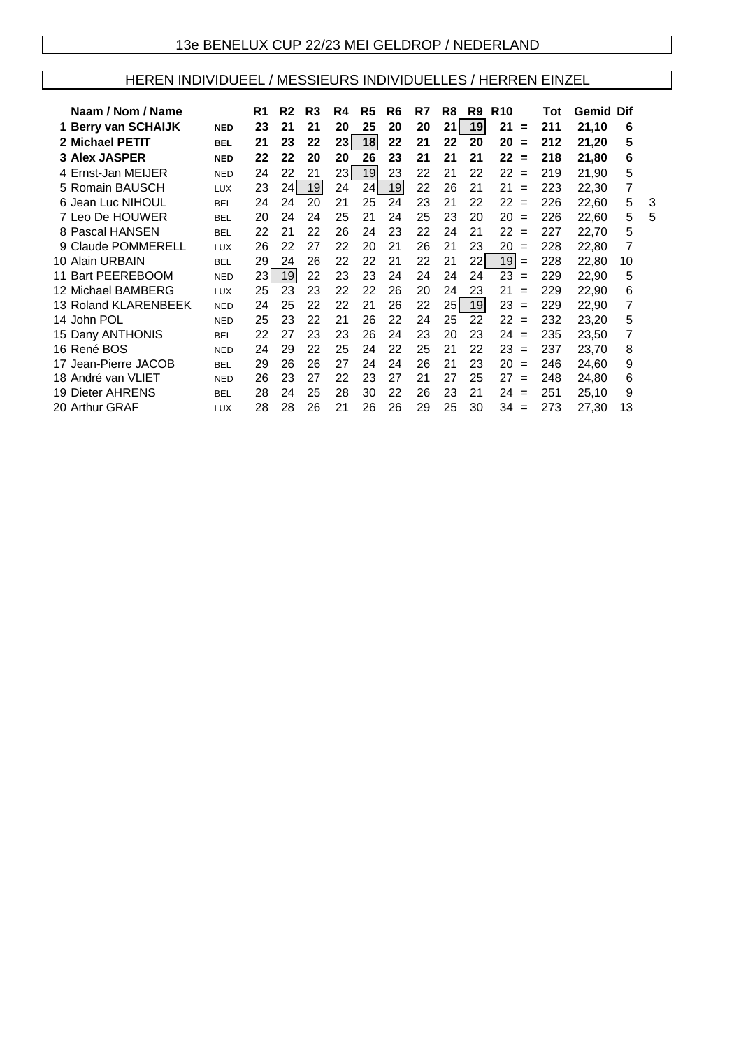# 13e BENELUX CUP 22/23 MEI GELDROP / NEDERLAND

## HEREN INDIVIDUEEL / MESSIEURS INDIVIDUELLES / HERREN EINZEL

| Naam / Nom / Name | | R1 | R2 | R3 | R4 | R5 | R6 | R7 | R8 | R9 | R10 | | Tot | Gemid | Dif | |
|---|---|---|---|---|---|---|---|---|---|---|---|---|---|---|---|---|
| **1 Berry van SCHAIJK** | **NED** | **23** | **21** | **21** | **20** | **25** | **20** | **20** | **21** | **19** | **21** | **=** | **211** | **21,10** | **6** | |
| **2 Michael PETIT** | **BEL** | **21** | **23** | **22** | **23** | **18** | **22** | **21** | **22** | **20** | **20** | **=** | **212** | **21,20** | **5** | |
| **3 Alex JASPER** | **NED** | **22** | **22** | **20** | **20** | **26** | **23** | **21** | **21** | **21** | **22** | **=** | **218** | **21,80** | **6** | |
| 4 Ernst-Jan MEIJER | NED | 24 | 22 | 21 | 23 | 19 | 23 | 22 | 21 | 22 | 22 | = | 219 | 21,90 | 5 | |
| 5 Romain BAUSCH | LUX | 23 | 24 | 19 | 24 | 24 | 19 | 22 | 26 | 21 | 21 | = | 223 | 22,30 | 7 | |
| 6 Jean Luc NIHOUL | BEL | 24 | 24 | 20 | 21 | 25 | 24 | 23 | 21 | 22 | 22 | = | 226 | 22,60 | 5 | 3 |
| 7 Leo De HOUWER | BEL | 20 | 24 | 24 | 25 | 21 | 24 | 25 | 23 | 20 | 20 | = | 226 | 22,60 | 5 | 5 |
| 8 Pascal HANSEN | BEL | 22 | 21 | 22 | 26 | 24 | 23 | 22 | 24 | 21 | 22 | = | 227 | 22,70 | 5 | |
| 9 Claude POMMERELL | LUX | 26 | 22 | 27 | 22 | 20 | 21 | 26 | 21 | 23 | 20 | = | 228 | 22,80 | 7 | |
| 10 Alain URBAIN | BEL | 29 | 24 | 26 | 22 | 22 | 21 | 22 | 21 | 22 | 19 | = | 228 | 22,80 | 10 | |
| 11 Bart PEEREBOOM | NED | 23 | 19 | 22 | 23 | 23 | 24 | 24 | 24 | 24 | 23 | = | 229 | 22,90 | 5 | |
| 12 Michael BAMBERG | LUX | 25 | 23 | 23 | 22 | 22 | 26 | 20 | 24 | 23 | 21 | = | 229 | 22,90 | 6 | |
| 13 Roland KLARENBEEK | NED | 24 | 25 | 22 | 22 | 21 | 26 | 22 | 25 | 19 | 23 | = | 229 | 22,90 | 7 | |
| 14 John POL | NED | 25 | 23 | 22 | 21 | 26 | 22 | 24 | 25 | 22 | 22 | = | 232 | 23,20 | 5 | |
| 15 Dany ANTHONIS | BEL | 22 | 27 | 23 | 23 | 26 | 24 | 23 | 20 | 23 | 24 | = | 235 | 23,50 | 7 | |
| 16 René BOS | NED | 24 | 29 | 22 | 25 | 24 | 22 | 25 | 21 | 22 | 23 | = | 237 | 23,70 | 8 | |
| 17 Jean-Pierre JACOB | BEL | 29 | 26 | 26 | 27 | 24 | 24 | 26 | 21 | 23 | 20 | = | 246 | 24,60 | 9 | |
| 18 André van VLIET | NED | 26 | 23 | 27 | 22 | 23 | 27 | 21 | 27 | 25 | 27 | = | 248 | 24,80 | 6 | |
| 19 Dieter AHRENS | BEL | 28 | 24 | 25 | 28 | 30 | 22 | 26 | 23 | 21 | 24 | = | 251 | 25,10 | 9 | |
| 20 Arthur GRAF | LUX | 28 | 28 | 26 | 21 | 26 | 26 | 29 | 25 | 30 | 34 | = | 273 | 27,30 | 13 | |